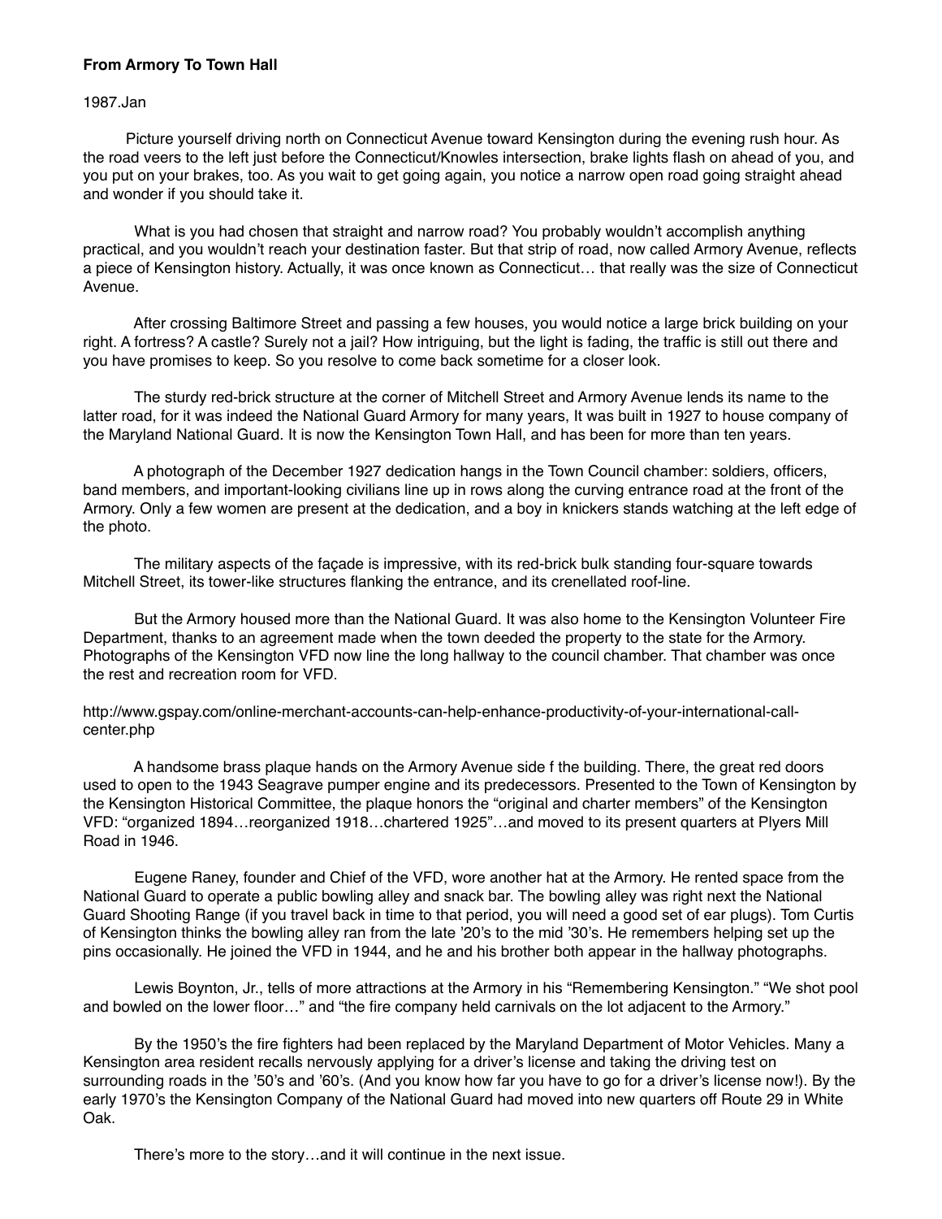**From Armory To Town Hall**

1987.Jan

Picture yourself driving north on Connecticut Avenue toward Kensington during the evening rush hour. As the road veers to the left just before the Connecticut/Knowles intersection, brake lights flash on ahead of you, and you put on your brakes, too. As you wait to get going again, you notice a narrow open road going straight ahead and wonder if you should take it.

What is you had chosen that straight and narrow road? You probably wouldn't accomplish anything practical, and you wouldn't reach your destination faster. But that strip of road, now called Armory Avenue, reflects a piece of Kensington history. Actually, it was once known as Connecticut… that really was the size of Connecticut Avenue.

After crossing Baltimore Street and passing a few houses, you would notice a large brick building on your right. A fortress? A castle? Surely not a jail? How intriguing, but the light is fading, the traffic is still out there and you have promises to keep. So you resolve to come back sometime for a closer look.

The sturdy red-brick structure at the corner of Mitchell Street and Armory Avenue lends its name to the latter road, for it was indeed the National Guard Armory for many years, It was built in 1927 to house company of the Maryland National Guard. It is now the Kensington Town Hall, and has been for more than ten years.

A photograph of the December 1927 dedication hangs in the Town Council chamber: soldiers, officers, band members, and important-looking civilians line up in rows along the curving entrance road at the front of the Armory. Only a few women are present at the dedication, and a boy in knickers stands watching at the left edge of the photo.

The military aspects of the façade is impressive, with its red-brick bulk standing four-square towards Mitchell Street, its tower-like structures flanking the entrance, and its crenellated roof-line.

But the Armory housed more than the National Guard. It was also home to the Kensington Volunteer Fire Department, thanks to an agreement made when the town deeded the property to the state for the Armory. Photographs of the Kensington VFD now line the long hallway to the council chamber. That chamber was once the rest and recreation room for VFD.

http://www.gspay.com/online-merchant-accounts-can-help-enhance-productivity-of-your-international-call-center.php

A handsome brass plaque hands on the Armory Avenue side f the building. There, the great red doors used to open to the 1943 Seagrave pumper engine and its predecessors. Presented to the Town of Kensington by the Kensington Historical Committee, the plaque honors the "original and charter members" of the Kensington VFD: "organized 1894…reorganized 1918…chartered 1925"…and moved to its present quarters at Plyers Mill Road in 1946.

Eugene Raney, founder and Chief of the VFD, wore another hat at the Armory. He rented space from the National Guard to operate a public bowling alley and snack bar. The bowling alley was right next the National Guard Shooting Range (if you travel back in time to that period, you will need a good set of ear plugs). Tom Curtis of Kensington thinks the bowling alley ran from the late '20's to the mid '30's. He remembers helping set up the pins occasionally. He joined the VFD in 1944, and he and his brother both appear in the hallway photographs.

Lewis Boynton, Jr., tells of more attractions at the Armory in his "Remembering Kensington." "We shot pool and bowled on the lower floor…" and "the fire company held carnivals on the lot adjacent to the Armory."

By the 1950's the fire fighters had been replaced by the Maryland Department of Motor Vehicles. Many a Kensington area resident recalls nervously applying for a driver's license and taking the driving test on surrounding roads in the '50's and '60's. (And you know how far you have to go for a driver's license now!). By the early 1970's the Kensington Company of the National Guard had moved into new quarters off Route 29 in White Oak.

There's more to the story…and it will continue in the next issue.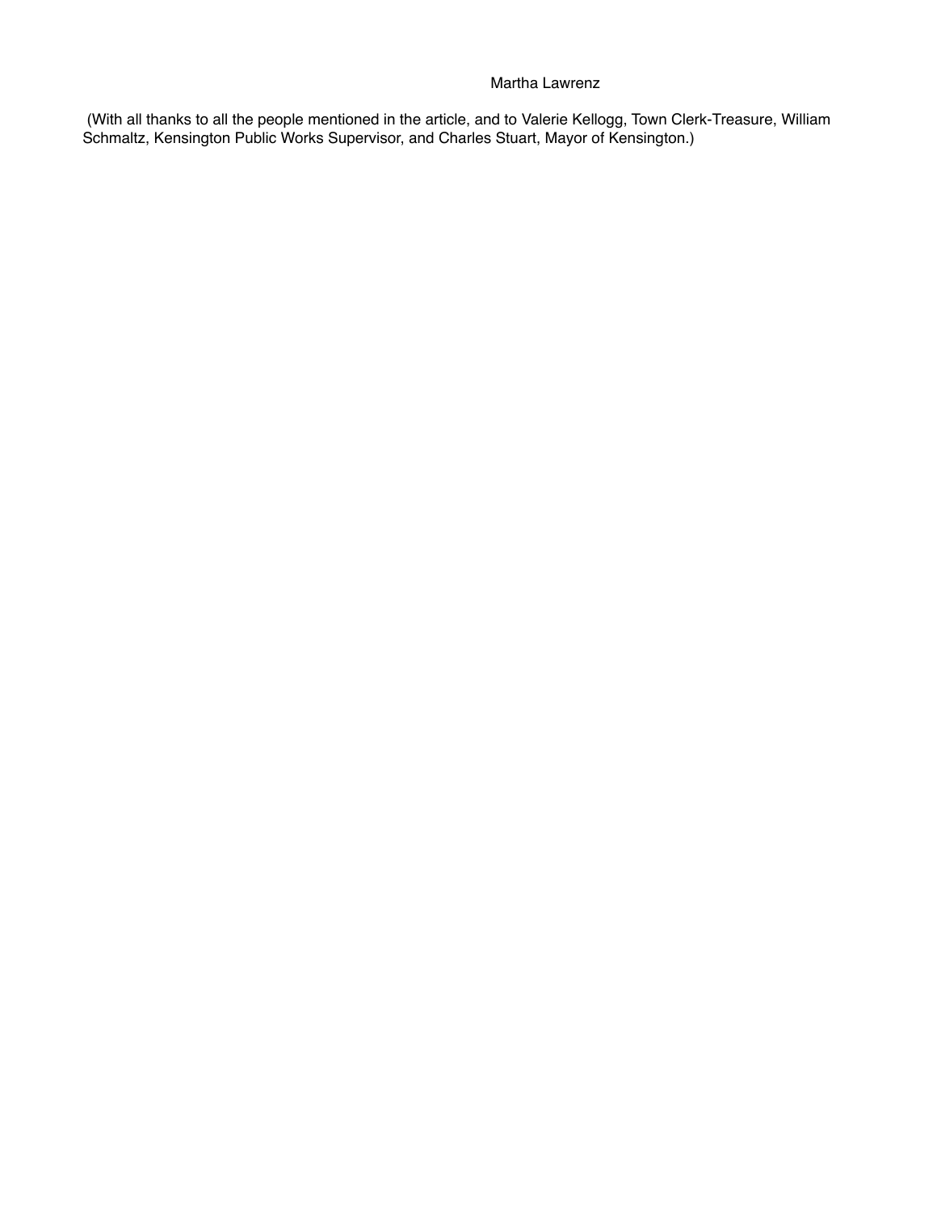Martha Lawrenz

(With all thanks to all the people mentioned in the article, and to Valerie Kellogg, Town Clerk-Treasure, William Schmaltz, Kensington Public Works Supervisor, and Charles Stuart, Mayor of Kensington.)